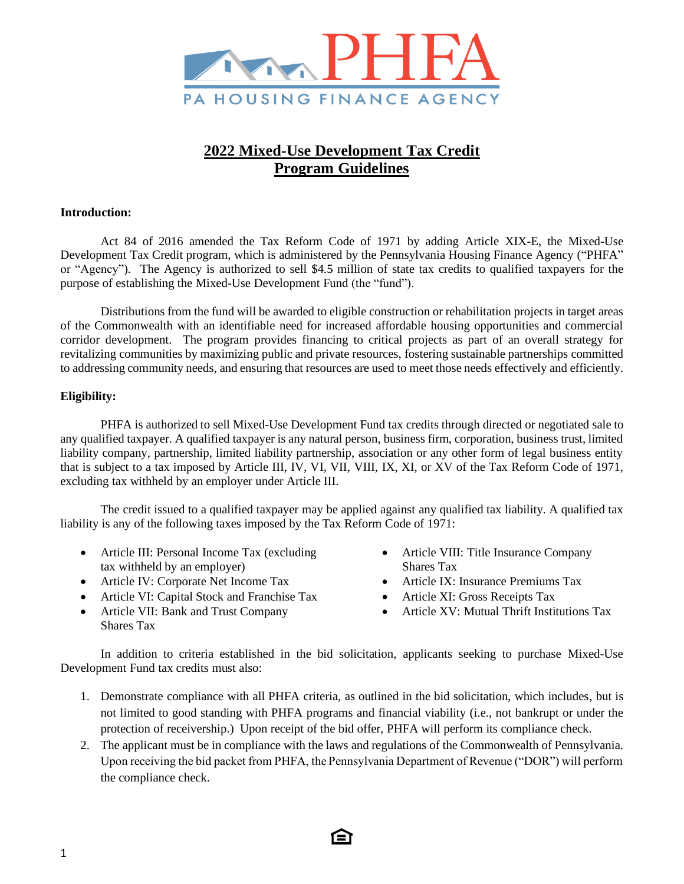# 2022 Mixed-Use Development Tax Credit Program Guidelines

**Introduction:**

Act 84 of 2016 amended the Tax Reform Code of 1971 by adding Article XIX-E, the Mixed-Use Development Tax Credit program, which is administered by the Pennsylvania Housing Finance Agency ("PHFA" or "Agency"). The Agency is authorized to sell $4.5 million of state tax credits to qualified taxpayers for the purpose of establishing the Mixed-Use Development Fund (the "fund").

Distributions from the fund will be awarded to eligible construction or rehabilitation projects in target areas of the Commonwealth with an identifiable need for increased affordable housing opportunities and commercial corridor development. The program provides financing to critical projects as part of an overall strategy for revitalizing communities by maximizing public and private resources, fostering sustainable partnerships committed to addressing community needs, and ensuring that resources are used to meet those needs effectively and efficiently.

**Eligibility:**

PHFA is authorized to sell Mixed-Use Development Fund tax credits through directed or negotiated sale to any qualified taxpayer. A qualified taxpayer is any natural person, business firm, corporation, business trust, limited liability company, partnership, limited liability partnership, association or any other form of legal business entity that is subject to a tax imposed by Article III, IV, VI, VII, VIII, IX, XI, or XV of the Tax Reform Code of 1971, excluding tax withheld by an employer under Article III.

The credit issued to a qualified taxpayer may be applied against any qualified tax liability. A qualified tax liability is any of the following taxes imposed by the Tax Reform Code of 1971:

- Article III: Personal Income Tax (excluding tax withheld by an employer)
- Article IV: Corporate Net Income Tax
- Article VI: Capital Stock and Franchise Tax
- Article VII: Bank and Trust Company Shares Tax
- Article VIII: Title Insurance Company Shares Tax
- Article IX: Insurance Premiums Tax
- Article XI: Gross Receipts Tax
- Article XV: Mutual Thrift Institutions Tax

In addition to criteria established in the bid solicitation, applicants seeking to purchase Mixed-Use Development Fund tax credits must also:

1. Demonstrate compliance with all PHFA criteria, as outlined in the bid solicitation, which includes, but is not limited to good standing with PHFA programs and financial viability (i.e., not bankrupt or under the protection of receivership.) Upon receipt of the bid offer, PHFA will perform its compliance check.
2. The applicant must be in compliance with the laws and regulations of the Commonwealth of Pennsylvania. Upon receiving the bid packet from PHFA, the Pennsylvania Department of Revenue ("DOR") will perform the compliance check.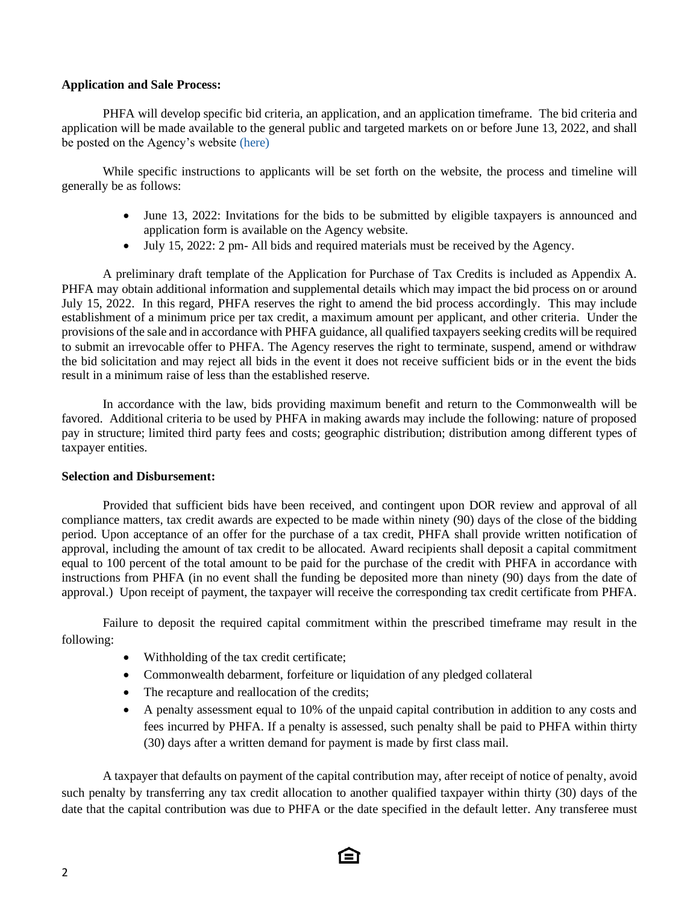**Application and Sale Process:**

PHFA will develop specific bid criteria, an application, and an application timeframe. The bid criteria and application will be made available to the general public and targeted markets on or before June 13, 2022, and shall be posted on the Agency's website (here)

While specific instructions to applicants will be set forth on the website, the process and timeline will generally be as follows:

- June 13, 2022: Invitations for the bids to be submitted by eligible taxpayers is announced and application form is available on the Agency website.
- July 15, 2022: 2 pm- All bids and required materials must be received by the Agency.

A preliminary draft template of the Application for Purchase of Tax Credits is included as Appendix A. PHFA may obtain additional information and supplemental details which may impact the bid process on or around July 15, 2022. In this regard, PHFA reserves the right to amend the bid process accordingly. This may include establishment of a minimum price per tax credit, a maximum amount per applicant, and other criteria. Under the provisions of the sale and in accordance with PHFA guidance, all qualified taxpayers seeking credits will be required to submit an irrevocable offer to PHFA. The Agency reserves the right to terminate, suspend, amend or withdraw the bid solicitation and may reject all bids in the event it does not receive sufficient bids or in the event the bids result in a minimum raise of less than the established reserve.

In accordance with the law, bids providing maximum benefit and return to the Commonwealth will be favored. Additional criteria to be used by PHFA in making awards may include the following: nature of proposed pay in structure; limited third party fees and costs; geographic distribution; distribution among different types of taxpayer entities.

**Selection and Disbursement:**

Provided that sufficient bids have been received, and contingent upon DOR review and approval of all compliance matters, tax credit awards are expected to be made within ninety (90) days of the close of the bidding period. Upon acceptance of an offer for the purchase of a tax credit, PHFA shall provide written notification of approval, including the amount of tax credit to be allocated. Award recipients shall deposit a capital commitment equal to 100 percent of the total amount to be paid for the purchase of the credit with PHFA in accordance with instructions from PHFA (in no event shall the funding be deposited more than ninety (90) days from the date of approval.) Upon receipt of payment, the taxpayer will receive the corresponding tax credit certificate from PHFA.

Failure to deposit the required capital commitment within the prescribed timeframe may result in the following:

- Withholding of the tax credit certificate;
- Commonwealth debarment, forfeiture or liquidation of any pledged collateral
- The recapture and reallocation of the credits;
- A penalty assessment equal to 10% of the unpaid capital contribution in addition to any costs and fees incurred by PHFA. If a penalty is assessed, such penalty shall be paid to PHFA within thirty (30) days after a written demand for payment is made by first class mail.

A taxpayer that defaults on payment of the capital contribution may, after receipt of notice of penalty, avoid such penalty by transferring any tax credit allocation to another qualified taxpayer within thirty (30) days of the date that the capital contribution was due to PHFA or the date specified in the default letter. Any transferee must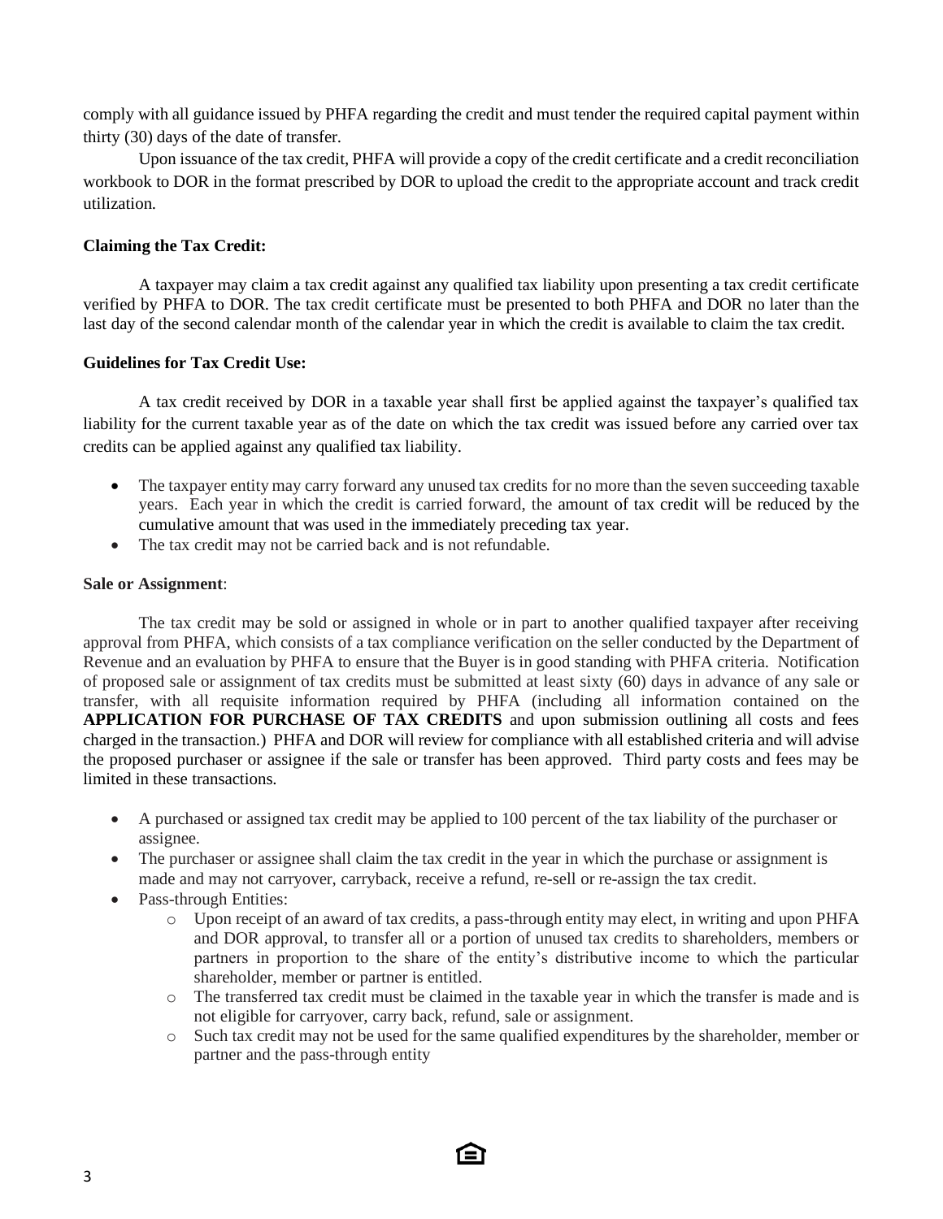comply with all guidance issued by PHFA regarding the credit and must tender the required capital payment within thirty (30) days of the date of transfer.

Upon issuance of the tax credit, PHFA will provide a copy of the credit certificate and a credit reconciliation workbook to DOR in the format prescribed by DOR to upload the credit to the appropriate account and track credit utilization.

**Claiming the Tax Credit:**

A taxpayer may claim a tax credit against any qualified tax liability upon presenting a tax credit certificate verified by PHFA to DOR. The tax credit certificate must be presented to both PHFA and DOR no later than the last day of the second calendar month of the calendar year in which the credit is available to claim the tax credit.

**Guidelines for Tax Credit Use:**

A tax credit received by DOR in a taxable year shall first be applied against the taxpayer's qualified tax liability for the current taxable year as of the date on which the tax credit was issued before any carried over tax credits can be applied against any qualified tax liability.

- The taxpayer entity may carry forward any unused tax credits for no more than the seven succeeding taxable years. Each year in which the credit is carried forward, the amount of tax credit will be reduced by the cumulative amount that was used in the immediately preceding tax year.
- The tax credit may not be carried back and is not refundable.

**Sale or Assignment**:

The tax credit may be sold or assigned in whole or in part to another qualified taxpayer after receiving approval from PHFA, which consists of a tax compliance verification on the seller conducted by the Department of Revenue and an evaluation by PHFA to ensure that the Buyer is in good standing with PHFA criteria. Notification of proposed sale or assignment of tax credits must be submitted at least sixty (60) days in advance of any sale or transfer, with all requisite information required by PHFA (including all information contained on the **APPLICATION FOR PURCHASE OF TAX CREDITS** and upon submission outlining all costs and fees charged in the transaction.) PHFA and DOR will review for compliance with all established criteria and will advise the proposed purchaser or assignee if the sale or transfer has been approved. Third party costs and fees may be limited in these transactions.

- A purchased or assigned tax credit may be applied to 100 percent of the tax liability of the purchaser or assignee.
- The purchaser or assignee shall claim the tax credit in the year in which the purchase or assignment is made and may not carryover, carryback, receive a refund, re-sell or re-assign the tax credit.
- Pass-through Entities:
  - Upon receipt of an award of tax credits, a pass-through entity may elect, in writing and upon PHFA and DOR approval, to transfer all or a portion of unused tax credits to shareholders, members or partners in proportion to the share of the entity's distributive income to which the particular shareholder, member or partner is entitled.
  - The transferred tax credit must be claimed in the taxable year in which the transfer is made and is not eligible for carryover, carry back, refund, sale or assignment.
  - Such tax credit may not be used for the same qualified expenditures by the shareholder, member or partner and the pass-through entity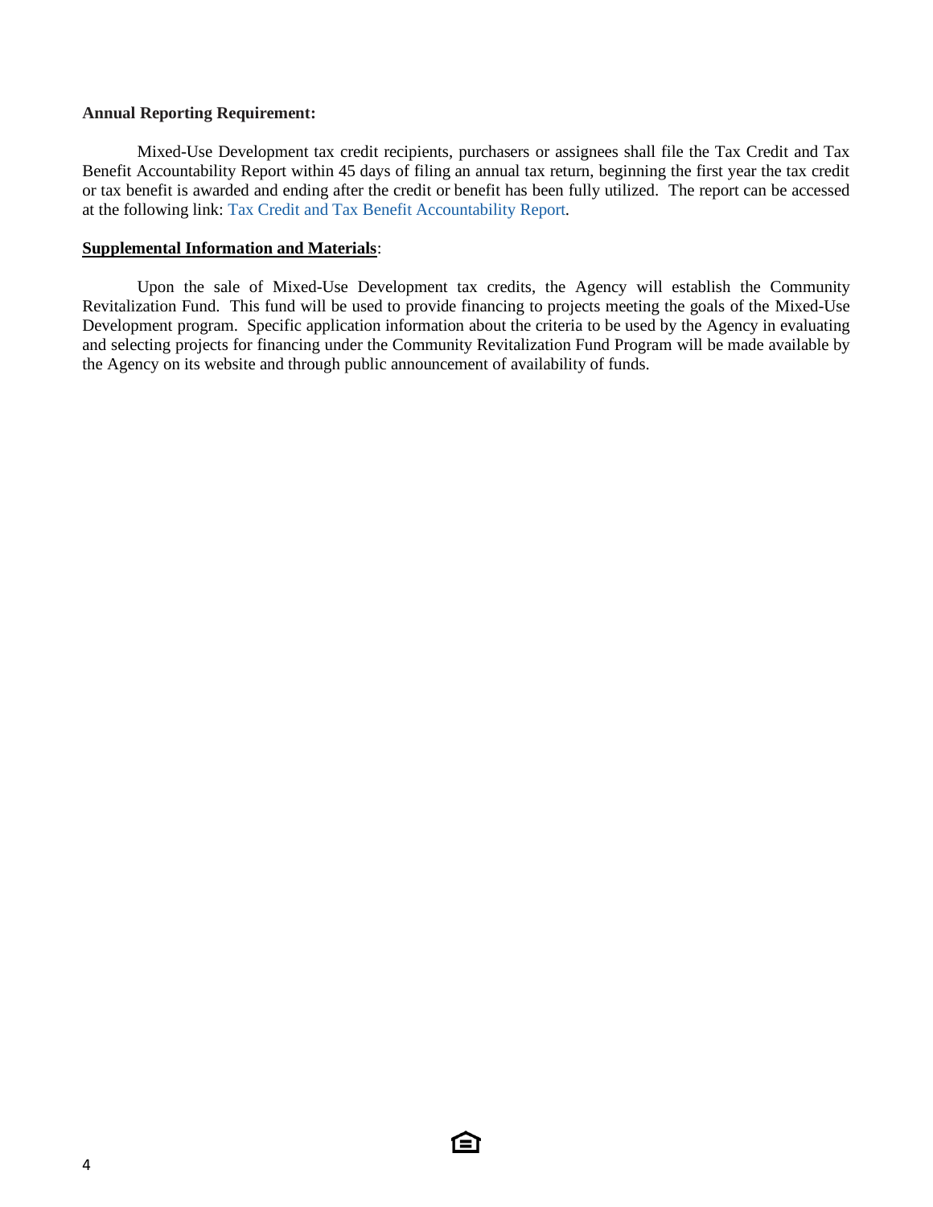**Annual Reporting Requirement:**

Mixed-Use Development tax credit recipients, purchasers or assignees shall file the Tax Credit and Tax Benefit Accountability Report within 45 days of filing an annual tax return, beginning the first year the tax credit or tax benefit is awarded and ending after the credit or benefit has been fully utilized. The report can be accessed at the following link: Tax Credit and Tax Benefit Accountability Report.

**Supplemental Information and Materials**:

Upon the sale of Mixed-Use Development tax credits, the Agency will establish the Community Revitalization Fund. This fund will be used to provide financing to projects meeting the goals of the Mixed-Use Development program. Specific application information about the criteria to be used by the Agency in evaluating and selecting projects for financing under the Community Revitalization Fund Program will be made available by the Agency on its website and through public announcement of availability of funds.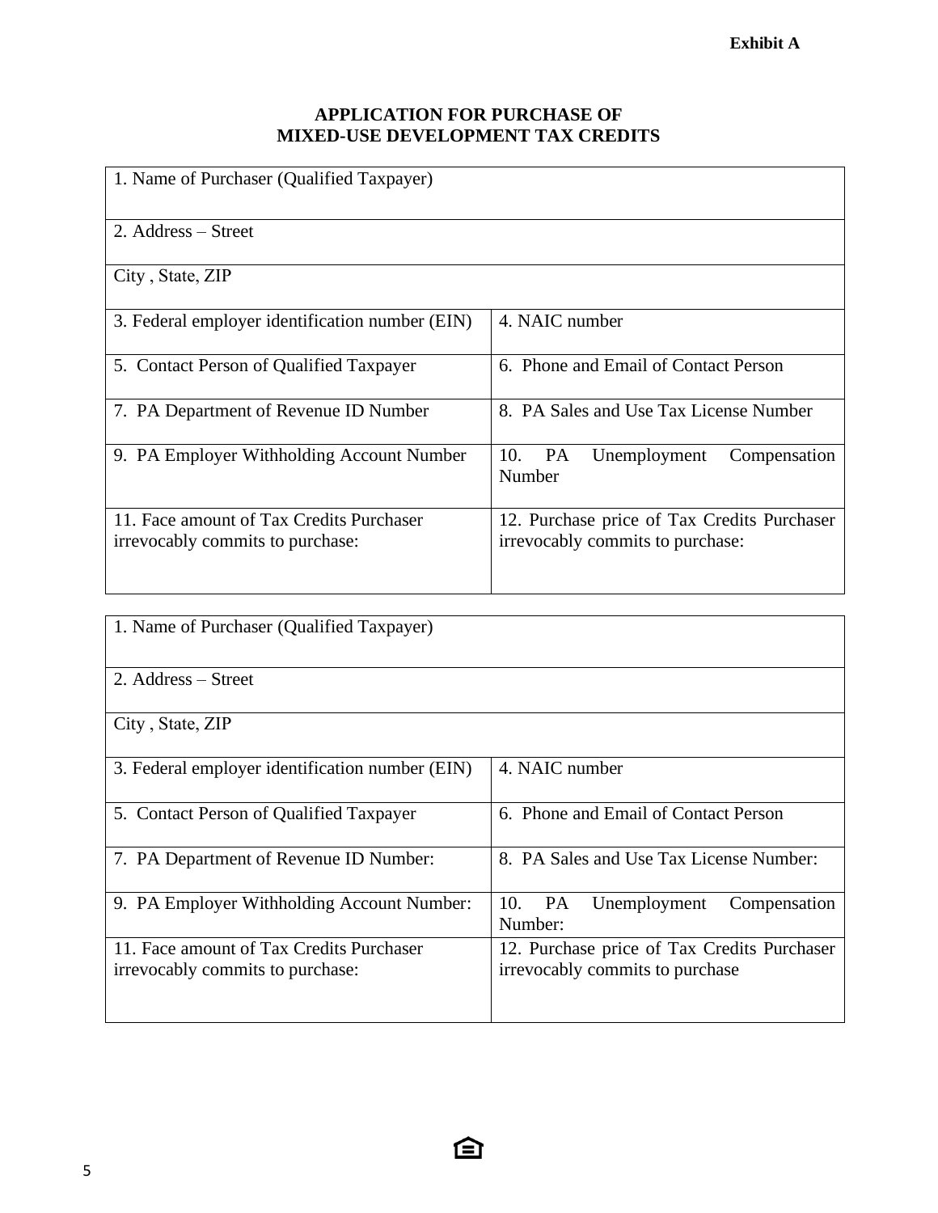**Exhibit A**

## APPLICATION FOR PURCHASE OF MIXED-USE DEVELOPMENT TAX CREDITS

| 1. Name of Purchaser (Qualified Taxpayer) | |
|---|---|
| 2. Address – Street | |
| City , State, ZIP | |
| 3. Federal employer identification number (EIN) | 4. NAIC number |
| 5. Contact Person of Qualified Taxpayer | 6. Phone and Email of Contact Person |
| 7. PA Department of Revenue ID Number | 8. PA Sales and Use Tax License Number |
| 9. PA Employer Withholding Account Number | 10. PA Unemployment Compensation Number |
| 11. Face amount of Tax Credits Purchaser irrevocably commits to purchase: | 12. Purchase price of Tax Credits Purchaser irrevocably commits to purchase: |

| 1. Name of Purchaser (Qualified Taxpayer) | |
|---|---|
| 2. Address – Street | |
| City , State, ZIP | |
| 3. Federal employer identification number (EIN) | 4. NAIC number |
| 5. Contact Person of Qualified Taxpayer | 6. Phone and Email of Contact Person |
| 7. PA Department of Revenue ID Number: | 8. PA Sales and Use Tax License Number: |
| 9. PA Employer Withholding Account Number: | 10. PA Unemployment Compensation Number: |
| 11. Face amount of Tax Credits Purchaser irrevocably commits to purchase: | 12. Purchase price of Tax Credits Purchaser irrevocably commits to purchase |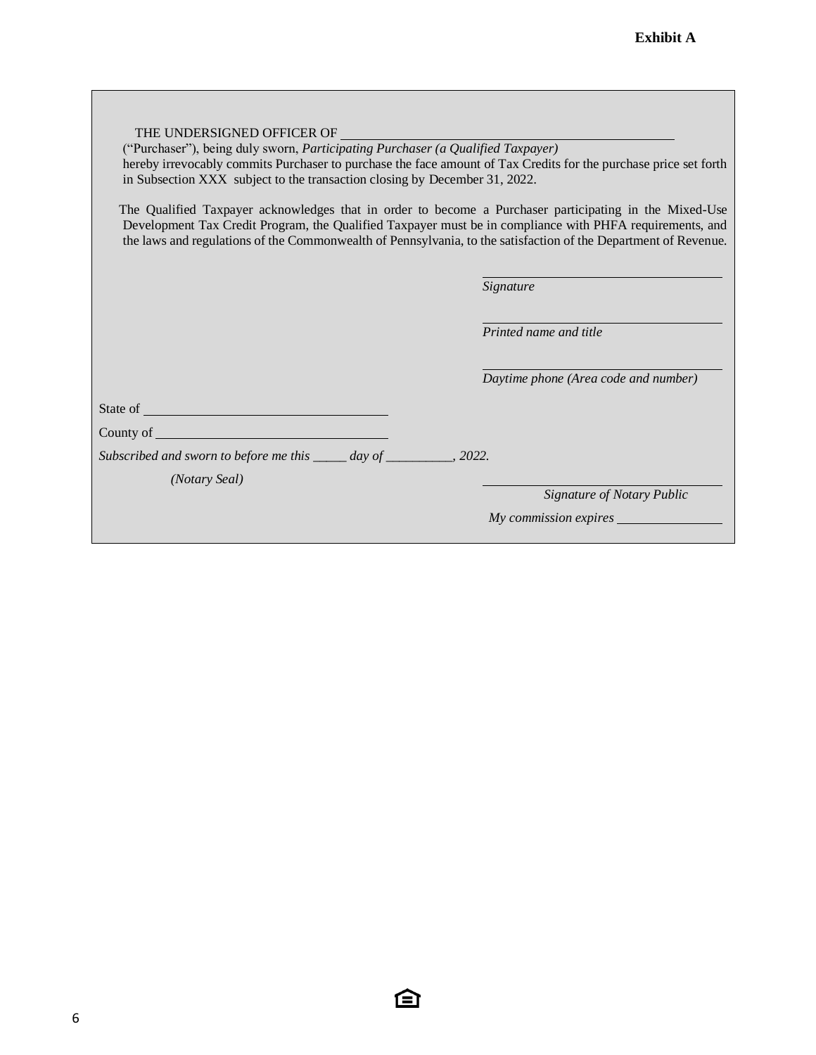**Exhibit A**

THE UNDERSIGNED OFFICER OF ______________________________________________ ("Purchaser"), being duly sworn, *Participating Purchaser (a Qualified Taxpayer)* hereby irrevocably commits Purchaser to purchase the face amount of Tax Credits for the purchase price set forth in Subsection XXX subject to the transaction closing by December 31, 2022.

The Qualified Taxpayer acknowledges that in order to become a Purchaser participating in the Mixed-Use Development Tax Credit Program, the Qualified Taxpayer must be in compliance with PHFA requirements, and the laws and regulations of the Commonwealth of Pennsylvania, to the satisfaction of the Department of Revenue.

______________________________
*Signature*

______________________________
*Printed name and title*

______________________________
*Daytime phone (Area code and number)*

State of ______________________________

County of ______________________________

*Subscribed and sworn to before me this _____ day of __________, 2022.*

*(Notary Seal)*

______________________________
*Signature of Notary Public*

*My commission expires* ______________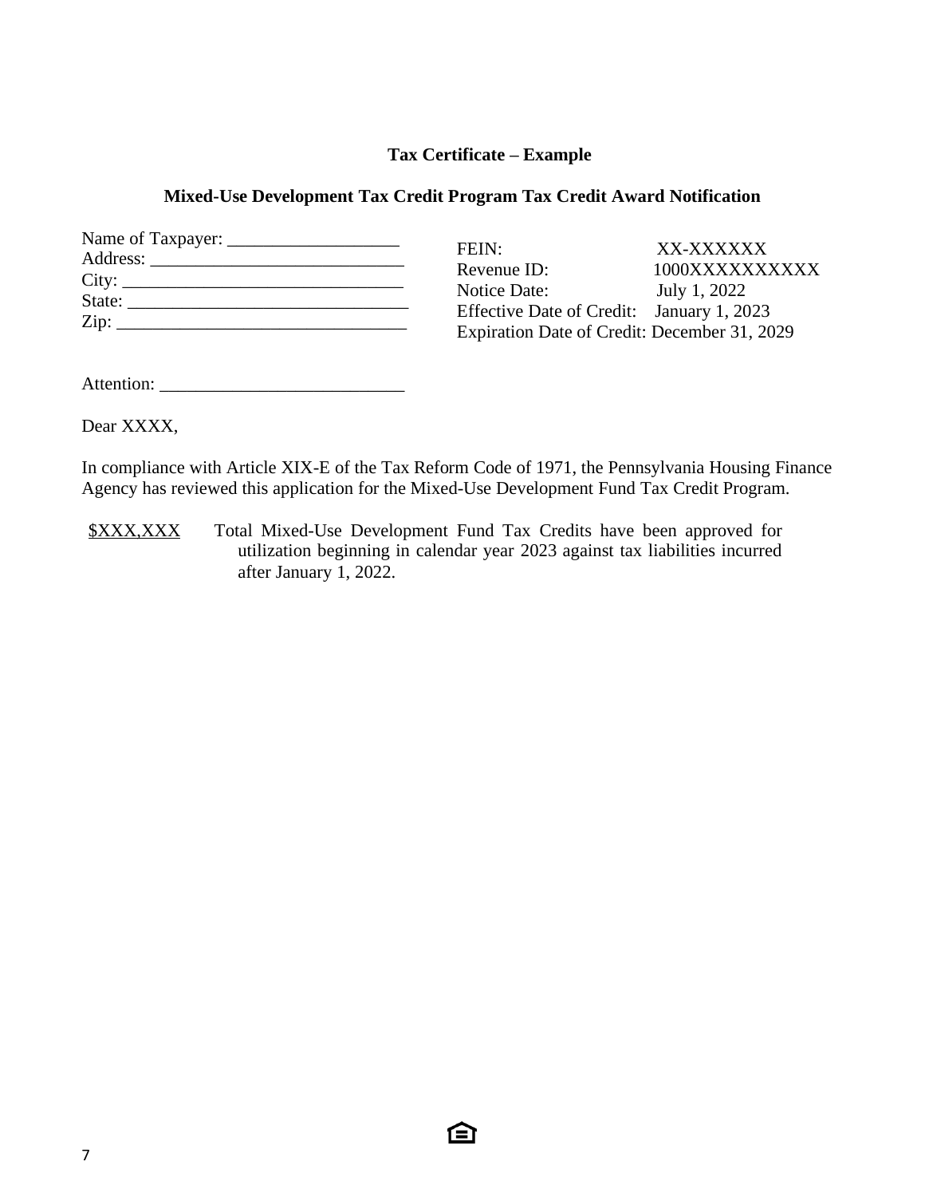**Tax Certificate – Example**

**Mixed-Use Development Tax Credit Program Tax Credit Award Notification**

Name of Taxpayer: ___________________
Address: ___________________________
City: ______________________________
State: _____________________________
Zip: _______________________________

FEIN: XX-XXXXXX
Revenue ID: 1000XXXXXXXXXX
Notice Date: July 1, 2022
Effective Date of Credit: January 1, 2023
Expiration Date of Credit: December 31, 2029

Attention: __________________________

Dear XXXX,

In compliance with Article XIX-E of the Tax Reform Code of 1971, the Pennsylvania Housing Finance Agency has reviewed this application for the Mixed-Use Development Fund Tax Credit Program.

$XXX,XXX Total Mixed-Use Development Fund Tax Credits have been approved for utilization beginning in calendar year 2023 against tax liabilities incurred after January 1, 2022.